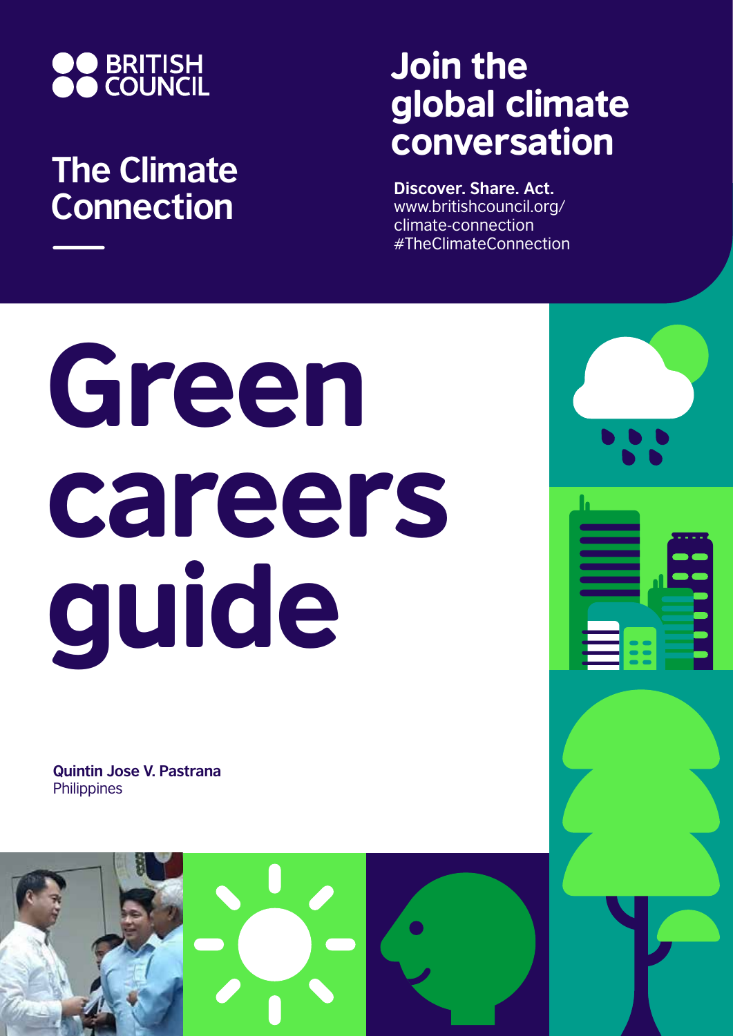BRITISH COUNCIL

## The Climate Connection

## Join the global climate conversation

**Discover. Share. Act.**
www.britishcouncil.org/climate-connection
#TheClimateConnection

# Green careers guide

**Quintin Jose V. Pastrana**
Philippines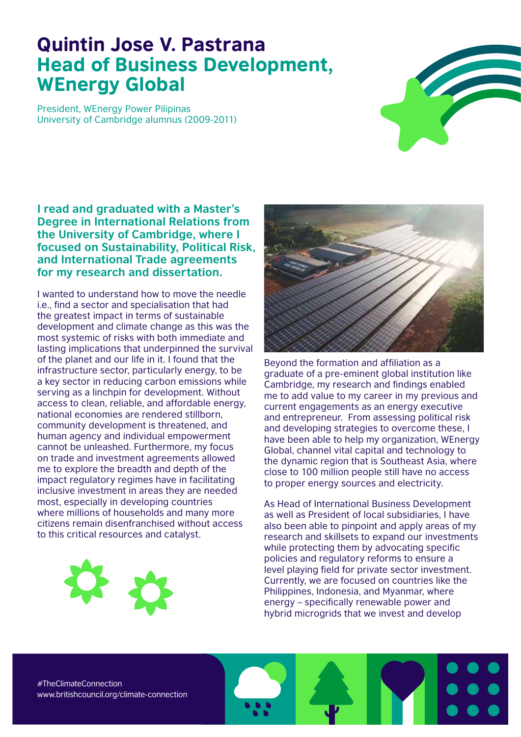# Quintin Jose V. Pastrana
## Head of Business Development, WEnergy Global

President, WEnergy Power Pilipinas
University of Cambridge alumnus (2009-2011)

**I read and graduated with a Master's Degree in International Relations from the University of Cambridge, where I focused on Sustainability, Political Risk, and International Trade agreements for my research and dissertation.**

I wanted to understand how to move the needle i.e., find a sector and specialisation that had the greatest impact in terms of sustainable development and climate change as this was the most systemic of risks with both immediate and lasting implications that underpinned the survival of the planet and our life in it. I found that the infrastructure sector, particularly energy, to be a key sector in reducing carbon emissions while serving as a linchpin for development. Without access to clean, reliable, and affordable energy, national economies are rendered stillborn, community development is threatened, and human agency and individual empowerment cannot be unleashed. Furthermore, my focus on trade and investment agreements allowed me to explore the breadth and depth of the impact regulatory regimes have in facilitating inclusive investment in areas they are needed most, especially in developing countries where millions of households and many more citizens remain disenfranchised without access to this critical resources and catalyst.

Beyond the formation and affiliation as a graduate of a pre-eminent global institution like Cambridge, my research and findings enabled me to add value to my career in my previous and current engagements as an energy executive and entrepreneur. From assessing political risk and developing strategies to overcome these, I have been able to help my organization, WEnergy Global, channel vital capital and technology to the dynamic region that is Southeast Asia, where close to 100 million people still have no access to proper energy sources and electricity.

As Head of International Business Development as well as President of local subsidiaries, I have also been able to pinpoint and apply areas of my research and skillsets to expand our investments while protecting them by advocating specific policies and regulatory reforms to ensure a level playing field for private sector investment. Currently, we are focused on countries like the Philippines, Indonesia, and Myanmar, where energy – specifically renewable power and hybrid microgrids that we invest and develop

#TheClimateConnection
www.britishcouncil.org/climate-connection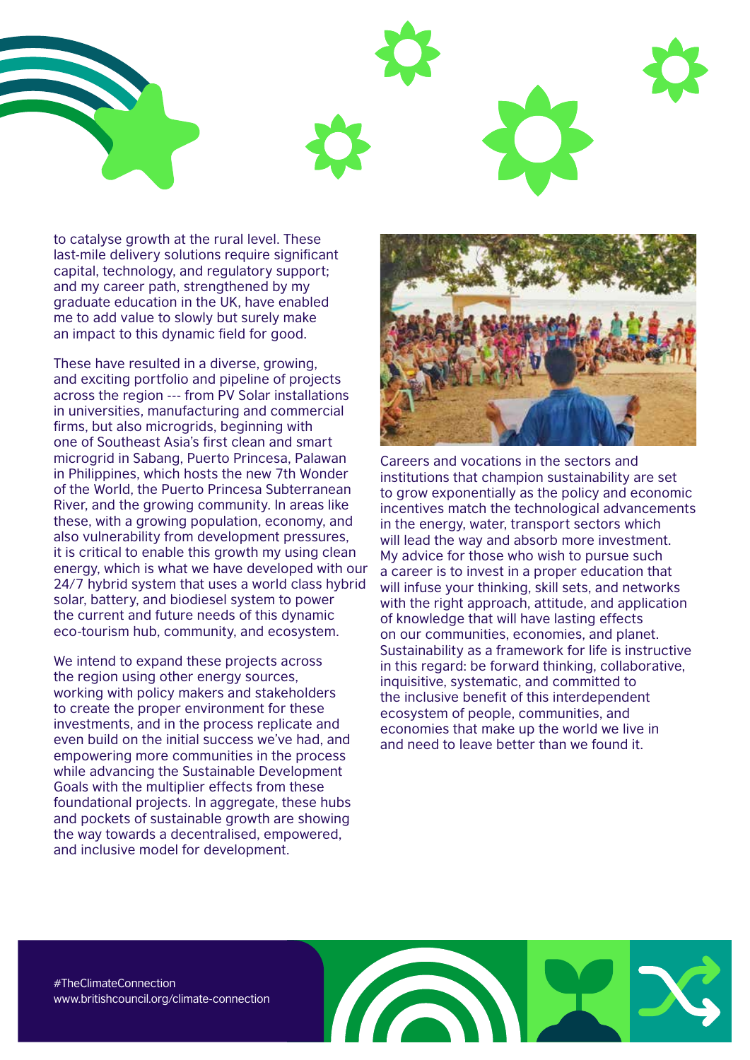to catalyse growth at the rural level. These last-mile delivery solutions require significant capital, technology, and regulatory support; and my career path, strengthened by my graduate education in the UK, have enabled me to add value to slowly but surely make an impact to this dynamic field for good.

These have resulted in a diverse, growing, and exciting portfolio and pipeline of projects across the region --- from PV Solar installations in universities, manufacturing and commercial firms, but also microgrids, beginning with one of Southeast Asia's first clean and smart microgrid in Sabang, Puerto Princesa, Palawan in Philippines, which hosts the new 7th Wonder of the World, the Puerto Princesa Subterranean River, and the growing community. In areas like these, with a growing population, economy, and also vulnerability from development pressures, it is critical to enable this growth my using clean energy, which is what we have developed with our 24/7 hybrid system that uses a world class hybrid solar, battery, and biodiesel system to power the current and future needs of this dynamic eco-tourism hub, community, and ecosystem.

We intend to expand these projects across the region using other energy sources, working with policy makers and stakeholders to create the proper environment for these investments, and in the process replicate and even build on the initial success we've had, and empowering more communities in the process while advancing the Sustainable Development Goals with the multiplier effects from these foundational projects. In aggregate, these hubs and pockets of sustainable growth are showing the way towards a decentralised, empowered, and inclusive model for development.

Careers and vocations in the sectors and institutions that champion sustainability are set to grow exponentially as the policy and economic incentives match the technological advancements in the energy, water, transport sectors which will lead the way and absorb more investment. My advice for those who wish to pursue such a career is to invest in a proper education that will infuse your thinking, skill sets, and networks with the right approach, attitude, and application of knowledge that will have lasting effects on our communities, economies, and planet. Sustainability as a framework for life is instructive in this regard: be forward thinking, collaborative, inquisitive, systematic, and committed to the inclusive benefit of this interdependent ecosystem of people, communities, and economies that make up the world we live in and need to leave better than we found it.

#TheClimateConnection
www.britishcouncil.org/climate-connection